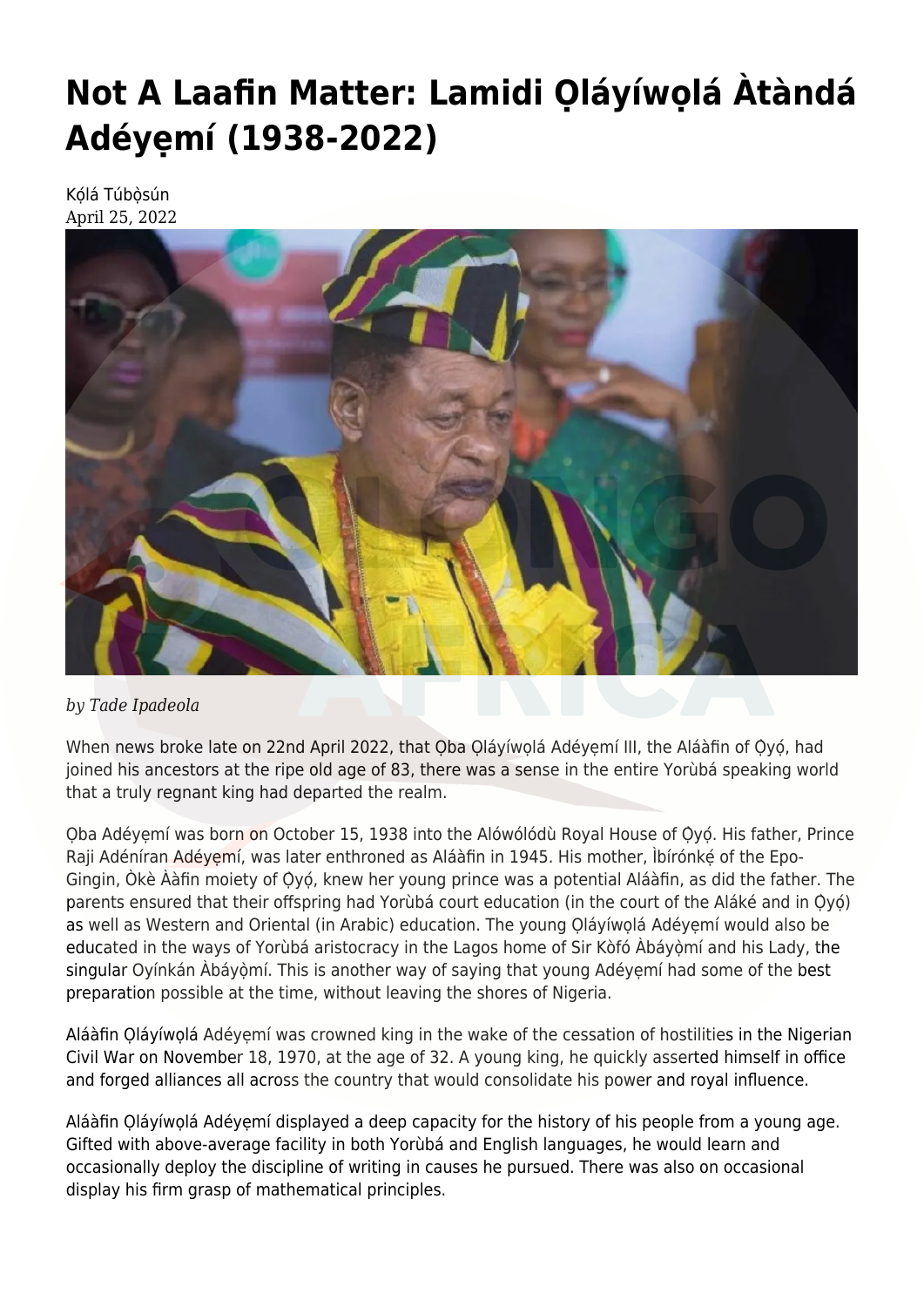# Not A Laafin Matter: Lamidi Ọláyíwọlá Àtàndá Adéyẹmí (1938-2022)

Kọ́lá Túbọ̀sún
April 25, 2022

*by Tade Ipadeola*

When news broke late on 22nd April 2022, that Ọba Ọláyíwọlá Adéyẹmí III, the Aláàfin of Ọyọ́, had joined his ancestors at the ripe old age of 83, there was a sense in the entire Yorùbá speaking world that a truly regnant king had departed the realm.

Ọba Adéyẹmí was born on October 15, 1938 into the Alówólódù Royal House of Ọyọ́. His father, Prince Raji Adéníran Adéyẹmí, was later enthroned as Aláàfin in 1945. His mother, Ìbírónkẹ́ of the Epo-Gingin, Òkè Ààfin moiety of Ọyọ́, knew her young prince was a potential Aláàfin, as did the father. The parents ensured that their offspring had Yorùbá court education (in the court of the Aláké and in Ọyọ́) as well as Western and Oriental (in Arabic) education. The young Ọláyíwọlá Adéyẹmí would also be educated in the ways of Yorùbá aristocracy in the Lagos home of Sir Kòfó Àbáyọ̀mí and his Lady, the singular Oyínkán Àbáyọ̀mí. This is another way of saying that young Adéyẹmí had some of the best preparation possible at the time, without leaving the shores of Nigeria.

Aláàfin Ọláyíwọlá Adéyẹmí was crowned king in the wake of the cessation of hostilities in the Nigerian Civil War on November 18, 1970, at the age of 32. A young king, he quickly asserted himself in office and forged alliances all across the country that would consolidate his power and royal influence.

Aláàfin Ọláyíwọlá Adéyẹmí displayed a deep capacity for the history of his people from a young age. Gifted with above-average facility in both Yorùbá and English languages, he would learn and occasionally deploy the discipline of writing in causes he pursued. There was also on occasional display his firm grasp of mathematical principles.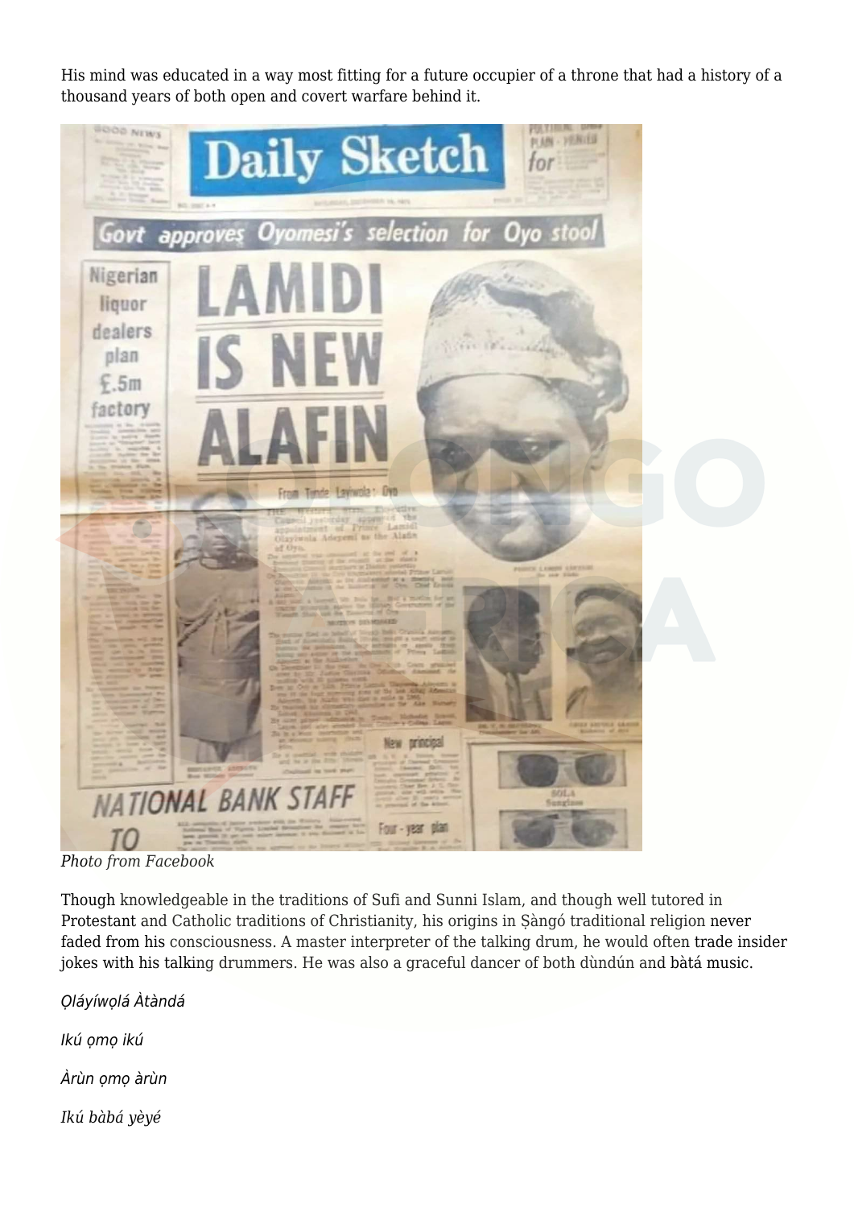His mind was educated in a way most fitting for a future occupier of a throne that had a history of a thousand years of both open and covert warfare behind it.

*Photo from Facebook*

Though knowledgeable in the traditions of Sufi and Sunni Islam, and though well tutored in Protestant and Catholic traditions of Christianity, his origins in Ṣàngó traditional religion never faded from his consciousness. A master interpreter of the talking drum, he would often trade insider jokes with his talking drummers. He was also a graceful dancer of both dùndún and bàtá music.

*Ọláyíwọlá Àtàndá*

*Ikú ọmọ ikú*

*Àrùn ọmọ àrùn*

*Ikú bàbá yèyé*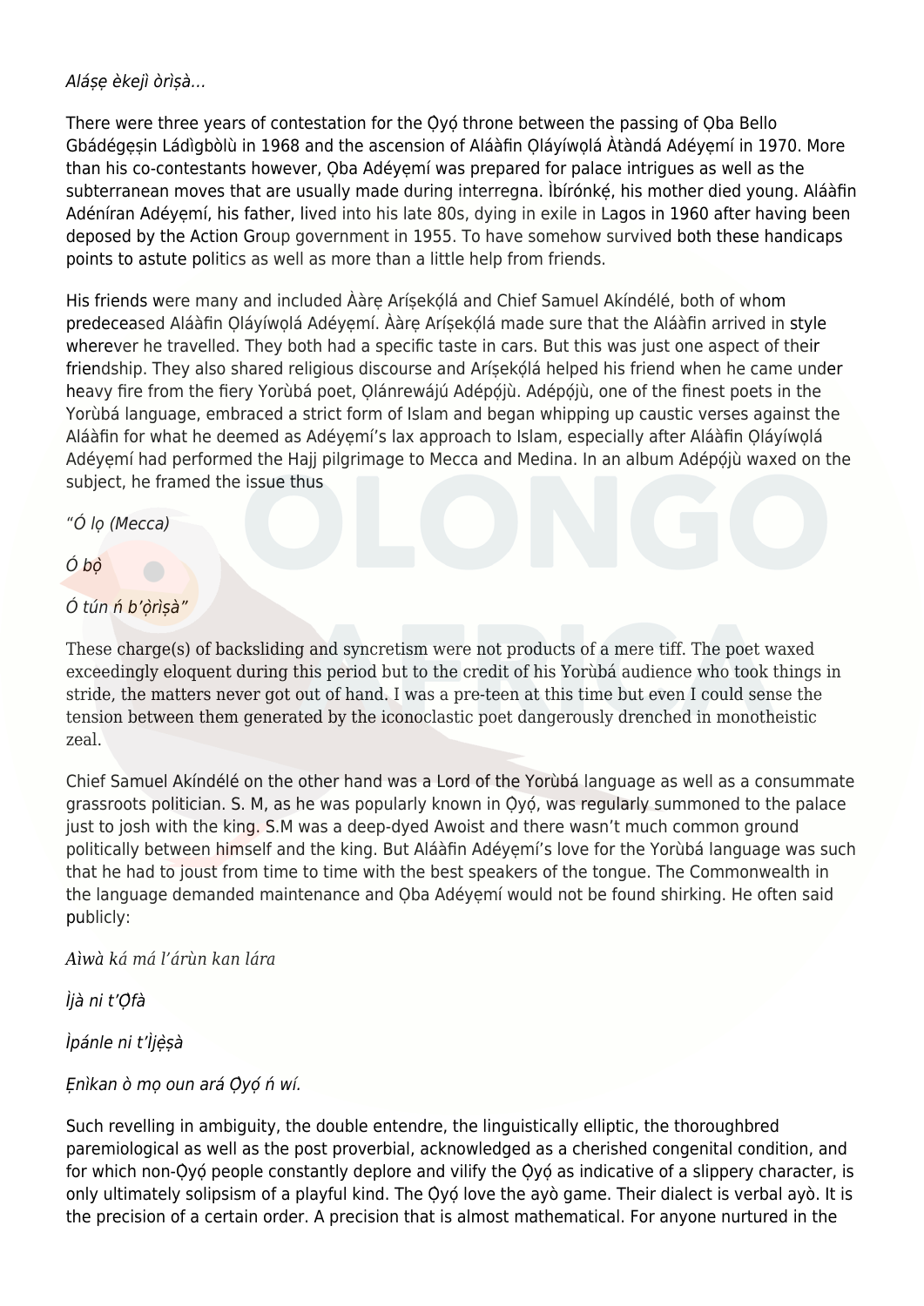*Aláṣẹ èkejì òrìṣà…*

There were three years of contestation for the Ọyọ́ throne between the passing of Ọba Bello Gbádégẹṣin Ládìgbòlù in 1968 and the ascension of Aláàfin Ọláyíwọlá Àtàndá Adéyẹmí in 1970. More than his co-contestants however, Ọba Adéyẹmí was prepared for palace intrigues as well as the subterranean moves that are usually made during interregna. Ìbírónkẹ́, his mother died young. Aláàfin Adéníran Adéyẹmí, his father, lived into his late 80s, dying in exile in Lagos in 1960 after having been deposed by the Action Group government in 1955. To have somehow survived both these handicaps points to astute politics as well as more than a little help from friends.

His friends were many and included Ààrẹ Aríṣekọ́lá and Chief Samuel Akíndélé, both of whom predeceased Aláàfin Ọláyíwọlá Adéyẹmí. Ààrẹ Aríṣekọ́lá made sure that the Aláàfin arrived in style wherever he travelled. They both had a specific taste in cars. But this was just one aspect of their friendship. They also shared religious discourse and Aríṣekọ́lá helped his friend when he came under heavy fire from the fiery Yorùbá poet, Ọlánrewájú Adépọ́jù. Adépọ́jù, one of the finest poets in the Yorùbá language, embraced a strict form of Islam and began whipping up caustic verses against the Aláàfin for what he deemed as Adéyẹmí's lax approach to Islam, especially after Aláàfin Ọláyíwọlá Adéyẹmí had performed the Hajj pilgrimage to Mecca and Medina. In an album Adépọ́jù waxed on the subject, he framed the issue thus

*"Ó lọ (Mecca)*

*Ó bọ̀*

*Ó tún ń b'ọ̀rìṣà"*

These charge(s) of backsliding and syncretism were not products of a mere tiff. The poet waxed exceedingly eloquent during this period but to the credit of his Yorùbá audience who took things in stride, the matters never got out of hand. I was a pre-teen at this time but even I could sense the tension between them generated by the iconoclastic poet dangerously drenched in monotheistic zeal.

Chief Samuel Akíndélé on the other hand was a Lord of the Yorùbá language as well as a consummate grassroots politician. S. M, as he was popularly known in Ọyọ́, was regularly summoned to the palace just to josh with the king. S.M was a deep-dyed Awoist and there wasn't much common ground politically between himself and the king. But Aláàfin Adéyẹmí's love for the Yorùbá language was such that he had to joust from time to time with the best speakers of the tongue. The Commonwealth in the language demanded maintenance and Ọba Adéyẹmí would not be found shirking. He often said publicly:

*Aìwà ká má l'árùn kan lára*

*Ìjà ni t'Ọ̀fà*

*Ìpánle ni t'Ìjẹ̀ṣà*

*Ẹnìkan ò mọ oun ará Ọyọ́ ń wí.*

Such revelling in ambiguity, the double entendre, the linguistically elliptic, the thoroughbred paremiological as well as the post proverbial, acknowledged as a cherished congenital condition, and for which non-Ọyọ́ people constantly deplore and vilify the Ọyọ́ as indicative of a slippery character, is only ultimately solipsism of a playful kind. The Ọyọ́ love the ayò game. Their dialect is verbal ayò. It is the precision of a certain order. A precision that is almost mathematical. For anyone nurtured in the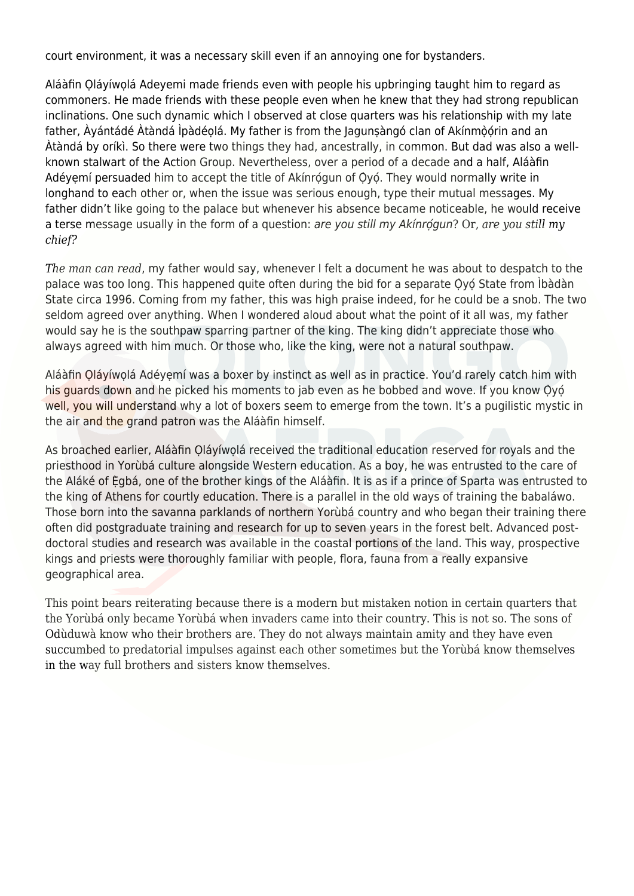court environment, it was a necessary skill even if an annoying one for bystanders.

Aláàfin Ọláyíwọlá Adeyemi made friends even with people his upbringing taught him to regard as commoners. He made friends with these people even when he knew that they had strong republican inclinations. One such dynamic which I observed at close quarters was his relationship with my late father, Àyántádé Àtàndá Ìpàdéọlá. My father is from the Jagunṣàngó clan of Akínmọ̀ọ́rin and an Àtàndá by oríkì. So there were two things they had, ancestrally, in common. But dad was also a well-known stalwart of the Action Group. Nevertheless, over a period of a decade and a half, Aláàfin Adéyẹmí persuaded him to accept the title of Akínrọ́gun of Ọ̀yọ́. They would normally write in longhand to each other or, when the issue was serious enough, type their mutual messages. My father didn't like going to the palace but whenever his absence became noticeable, he would receive a terse message usually in the form of a question: *are you still my Akínrọ́gun*? Or*, are you still my chief?*

*The man can read*, my father would say, whenever I felt a document he was about to despatch to the palace was too long. This happened quite often during the bid for a separate Ọ̀yọ́ State from Ìbàdàn State circa 1996. Coming from my father, this was high praise indeed, for he could be a snob. The two seldom agreed over anything. When I wondered aloud about what the point of it all was, my father would say he is the southpaw sparring partner of the king. The king didn't appreciate those who always agreed with him much. Or those who, like the king, were not a natural southpaw.

Aláàfin Ọláyíwọlá Adéyẹmí was a boxer by instinct as well as in practice. You'd rarely catch him with his guards down and he picked his moments to jab even as he bobbed and wove. If you know Ọ̀yọ́ well, you will understand why a lot of boxers seem to emerge from the town. It's a pugilistic mystic in the air and the grand patron was the Aláàfin himself.

As broached earlier, Aláàfin Ọláyíwọlá received the traditional education reserved for royals and the priesthood in Yorùbá culture alongside Western education. As a boy, he was entrusted to the care of the Aláké of Ẹgbá, one of the brother kings of the Aláàfin. It is as if a prince of Sparta was entrusted to the king of Athens for courtly education. There is a parallel in the old ways of training the babaláwo. Those born into the savanna parklands of northern Yorùbá country and who began their training there often did postgraduate training and research for up to seven years in the forest belt. Advanced post-doctoral studies and research was available in the coastal portions of the land. This way, prospective kings and priests were thoroughly familiar with people, flora, fauna from a really expansive geographical area.

This point bears reiterating because there is a modern but mistaken notion in certain quarters that the Yorùbá only became Yorùbá when invaders came into their country. This is not so. The sons of Odùduwà know who their brothers are. They do not always maintain amity and they have even succumbed to predatorial impulses against each other sometimes but the Yorùbá know themselves in the way full brothers and sisters know themselves.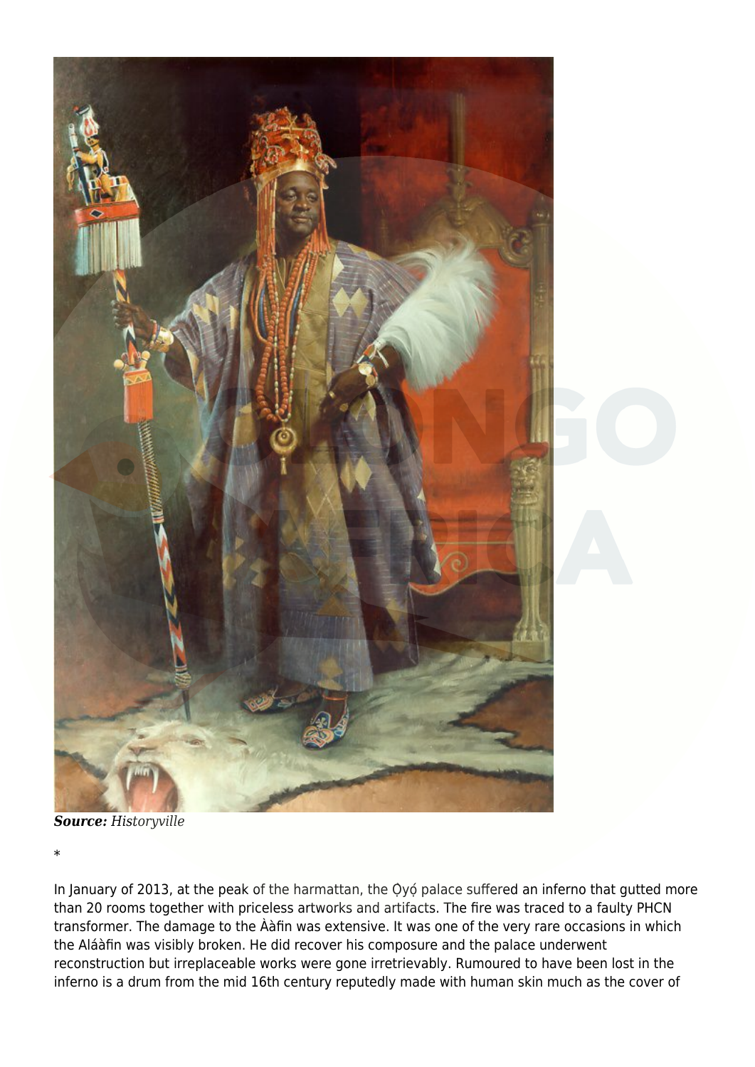***Source:*** *Historyville*

*

In January of 2013, at the peak of the harmattan, the Ọyọ́ palace suffered an inferno that gutted more than 20 rooms together with priceless artworks and artifacts. The fire was traced to a faulty PHCN transformer. The damage to the Ààfin was extensive. It was one of the very rare occasions in which the Aláàfin was visibly broken. He did recover his composure and the palace underwent reconstruction but irreplaceable works were gone irretrievably. Rumoured to have been lost in the inferno is a drum from the mid 16th century reputedly made with human skin much as the cover of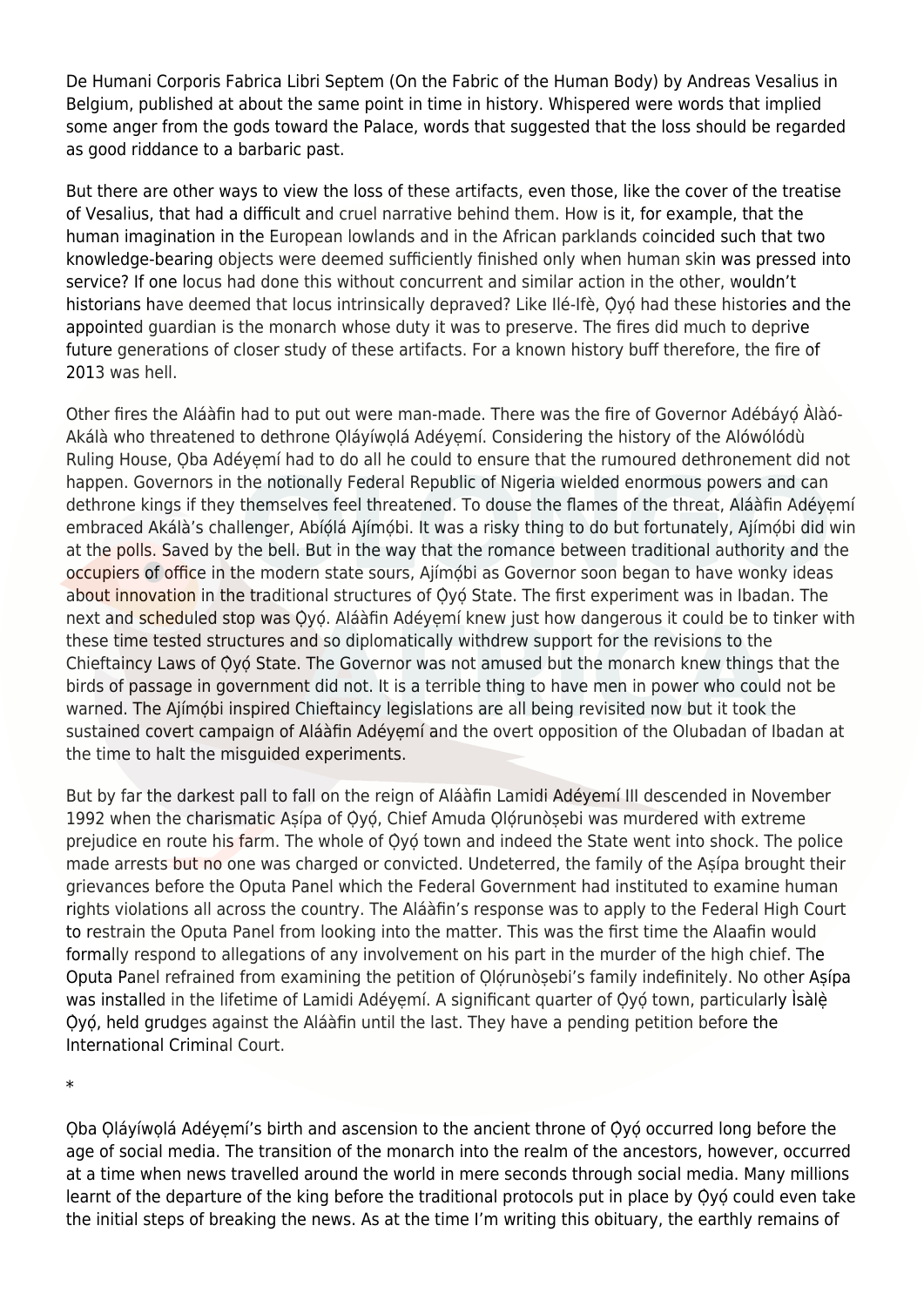De Humani Corporis Fabrica Libri Septem (On the Fabric of the Human Body) by Andreas Vesalius in Belgium, published at about the same point in time in history. Whispered were words that implied some anger from the gods toward the Palace, words that suggested that the loss should be regarded as good riddance to a barbaric past.

But there are other ways to view the loss of these artifacts, even those, like the cover of the treatise of Vesalius, that had a difficult and cruel narrative behind them. How is it, for example, that the human imagination in the European lowlands and in the African parklands coincided such that two knowledge-bearing objects were deemed sufficiently finished only when human skin was pressed into service? If one locus had done this without concurrent and similar action in the other, wouldn't historians have deemed that locus intrinsically depraved? Like Ilé-Ifè, Ọyọ́ had these histories and the appointed guardian is the monarch whose duty it was to preserve. The fires did much to deprive future generations of closer study of these artifacts. For a known history buff therefore, the fire of 2013 was hell.

Other fires the Aláàfin had to put out were man-made. There was the fire of Governor Adébáyọ̀ Àlàó-Akálà who threatened to dethrone Ọláyíwọlá Adéyẹmí. Considering the history of the Alówólódù Ruling House, Ọba Adéyẹmí had to do all he could to ensure that the rumoured dethronement did not happen. Governors in the notionally Federal Republic of Nigeria wielded enormous powers and can dethrone kings if they themselves feel threatened. To douse the flames of the threat, Aláàfin Adéyẹmí embraced Akálà's challenger, Abíọ́lá Ajímọ́bi. It was a risky thing to do but fortunately, Ajímọ́bi did win at the polls. Saved by the bell. But in the way that the romance between traditional authority and the occupiers of office in the modern state sours, Ajímọ́bi as Governor soon began to have wonky ideas about innovation in the traditional structures of Ọyọ́ State. The first experiment was in Ibadan. The next and scheduled stop was Ọyọ́. Aláàfin Adéyẹmí knew just how dangerous it could be to tinker with these time tested structures and so diplomatically withdrew support for the revisions to the Chieftaincy Laws of Ọyọ́ State. The Governor was not amused but the monarch knew things that the birds of passage in government did not. It is a terrible thing to have men in power who could not be warned. The Ajímọ́bi inspired Chieftaincy legislations are all being revisited now but it took the sustained covert campaign of Aláàfin Adéyẹmí and the overt opposition of the Olubadan of Ibadan at the time to halt the misguided experiments.

But by far the darkest pall to fall on the reign of Aláàfin Lamidi Adéyemí III descended in November 1992 when the charismatic Aṣípa of Ọyọ́, Chief Amuda Ọlọ́runòṣebi was murdered with extreme prejudice en route his farm. The whole of Ọyọ́ town and indeed the State went into shock. The police made arrests but no one was charged or convicted. Undeterred, the family of the Aṣípa brought their grievances before the Oputa Panel which the Federal Government had instituted to examine human rights violations all across the country. The Aláàfin's response was to apply to the Federal High Court to restrain the Oputa Panel from looking into the matter. This was the first time the Alaafin would formally respond to allegations of any involvement on his part in the murder of the high chief. The Oputa Panel refrained from examining the petition of Ọlọ́runòṣebi's family indefinitely. No other Aṣípa was installed in the lifetime of Lamidi Adéyẹmí. A significant quarter of Ọyọ́ town, particularly Ìsàlẹ̀ Ọyọ́, held grudges against the Aláàfin until the last. They have a pending petition before the International Criminal Court.

*

Ọba Ọláyíwọlá Adéyẹmí's birth and ascension to the ancient throne of Ọyọ́ occurred long before the age of social media. The transition of the monarch into the realm of the ancestors, however, occurred at a time when news travelled around the world in mere seconds through social media. Many millions learnt of the departure of the king before the traditional protocols put in place by Ọyọ́ could even take the initial steps of breaking the news. As at the time I'm writing this obituary, the earthly remains of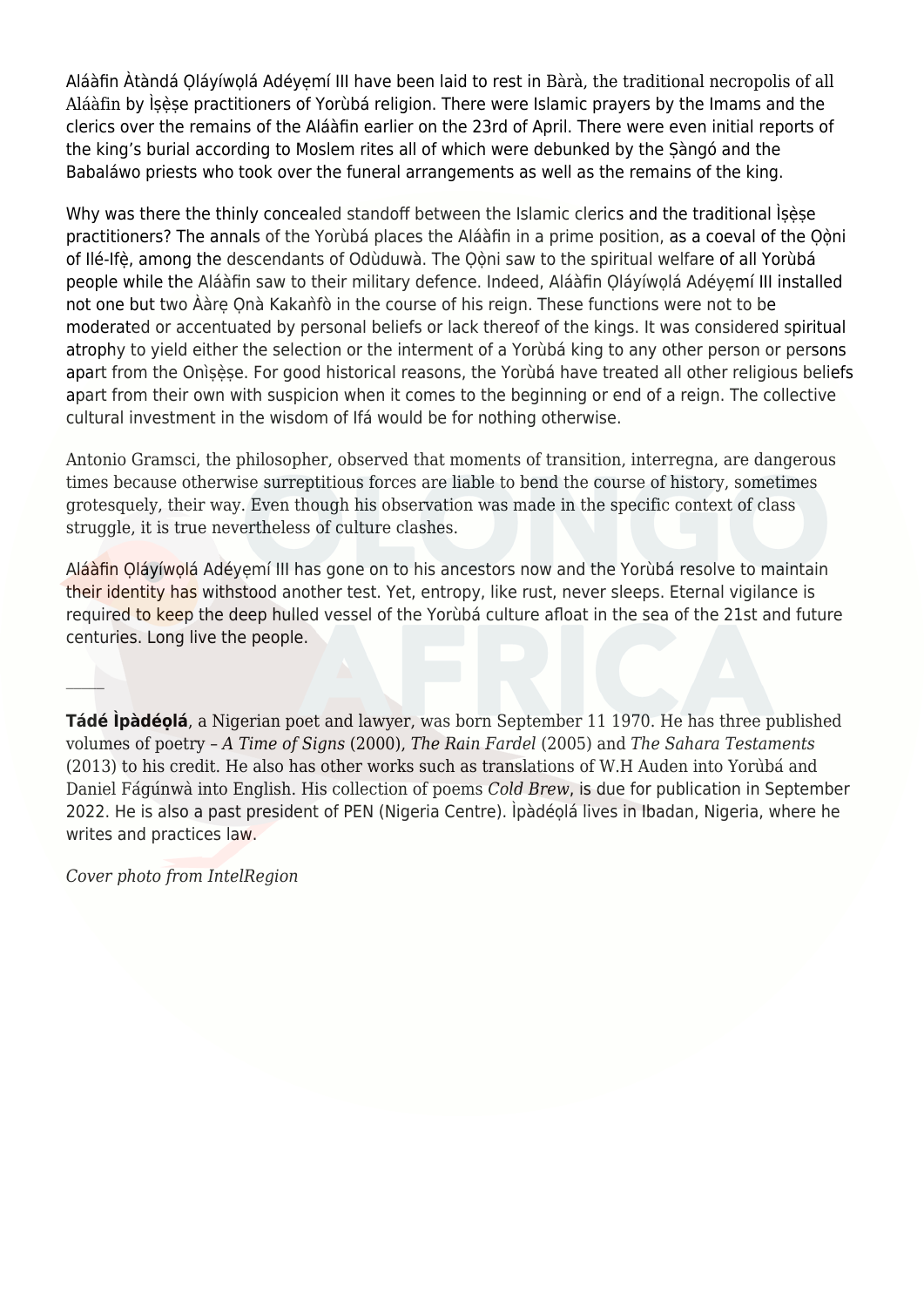Aláàfin Àtàndá Ọláyíwọlá Adéyẹmí III have been laid to rest in Bàrà, the traditional necropolis of all Aláàfin by Ìṣẹ̀ṣe practitioners of Yorùbá religion. There were Islamic prayers by the Imams and the clerics over the remains of the Aláàfin earlier on the 23rd of April. There were even initial reports of the king's burial according to Moslem rites all of which were debunked by the Ṣàngó and the Babaláwo priests who took over the funeral arrangements as well as the remains of the king.

Why was there the thinly concealed standoff between the Islamic clerics and the traditional Ìṣẹ̀ṣe practitioners? The annals of the Yorùbá places the Aláàfin in a prime position, as a coeval of the Ọ̀ọ̀ni of Ilé-Ifẹ̀, among the descendants of Odùduwà. The Ọ̀ọ̀ni saw to the spiritual welfare of all Yorùbá people while the Aláàfin saw to their military defence. Indeed, Aláàfin Ọláyíwọlá Adéyẹmí III installed not one but two Ààrẹ Ọnà Kakaǹfò in the course of his reign. These functions were not to be moderated or accentuated by personal beliefs or lack thereof of the kings. It was considered spiritual atrophy to yield either the selection or the interment of a Yorùbá king to any other person or persons apart from the Onìṣẹ̀ṣe. For good historical reasons, the Yorùbá have treated all other religious beliefs apart from their own with suspicion when it comes to the beginning or end of a reign. The collective cultural investment in the wisdom of Ifá would be for nothing otherwise.

Antonio Gramsci, the philosopher, observed that moments of transition, interregna, are dangerous times because otherwise surreptitious forces are liable to bend the course of history, sometimes grotesquely, their way. Even though his observation was made in the specific context of class struggle, it is true nevertheless of culture clashes.

Aláàfin Ọláyíwọlá Adéyẹmí III has gone on to his ancestors now and the Yorùbá resolve to maintain their identity has withstood another test. Yet, entropy, like rust, never sleeps. Eternal vigilance is required to keep the deep hulled vessel of the Yorùbá culture afloat in the sea of the 21st and future centuries. Long live the people.

—

**Tádé Ìpàdéọlá**, a Nigerian poet and lawyer, was born September 11 1970. He has three published volumes of poetry – *A Time of Signs* (2000), *The Rain Fardel* (2005) and *The Sahara Testaments* (2013) to his credit. He also has other works such as translations of W.H Auden into Yorùbá and Daniel Fágúnwà into English. His collection of poems *Cold Brew*, is due for publication in September 2022. He is also a past president of PEN (Nigeria Centre). Ìpàdéọlá lives in Ibadan, Nigeria, where he writes and practices law.

*Cover photo from IntelRegion*